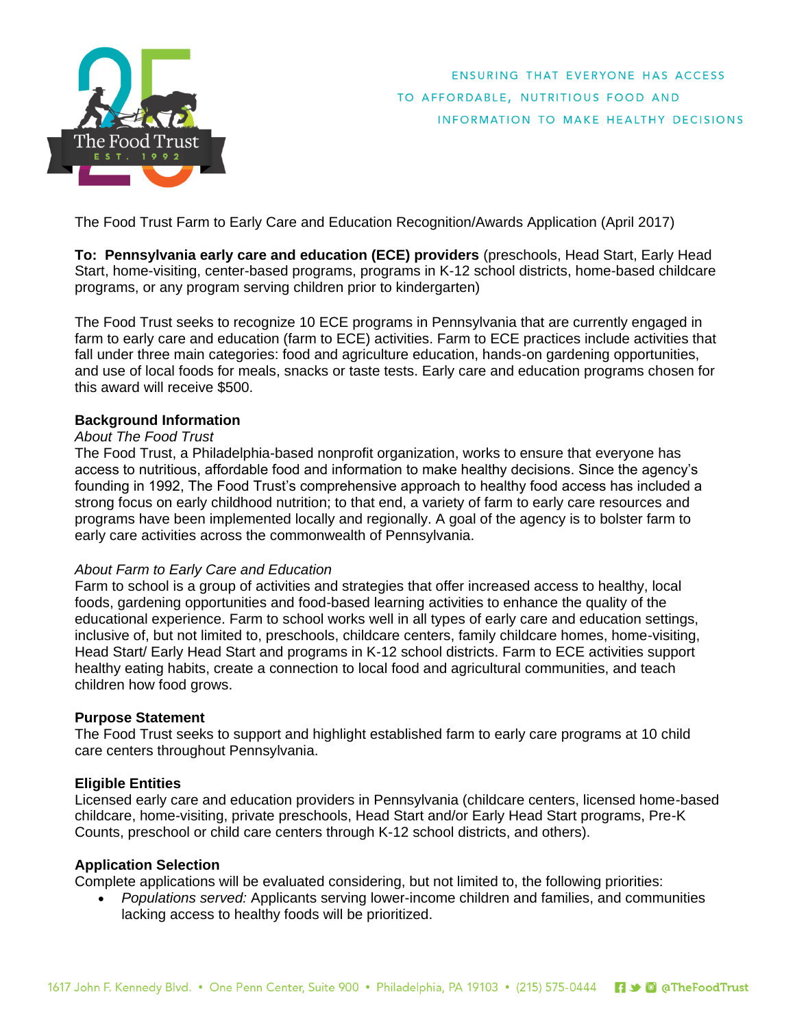The Food Trust

EST. 1992

ENSURING THAT EVERYONE HAS ACCESS TO AFFORDABLE, NUTRITIOUS FOOD AND INFORMATION TO MAKE HEALTHY DECISIONS

The Food Trust Farm to Early Care and Education Recognition/Awards Application (April 2017)

**To: Pennsylvania early care and education (ECE) providers** (preschools, Head Start, Early Head Start, home-visiting, center-based programs, programs in K-12 school districts, home-based childcare programs, or any program serving children prior to kindergarten)

The Food Trust seeks to recognize 10 ECE programs in Pennsylvania that are currently engaged in farm to early care and education (farm to ECE) activities. Farm to ECE practices include activities that fall under three main categories: food and agriculture education, hands-on gardening opportunities, and use of local foods for meals, snacks or taste tests. Early care and education programs chosen for this award will receive $500.

**Background Information**

*About The Food Trust*

The Food Trust, a Philadelphia-based nonprofit organization, works to ensure that everyone has access to nutritious, affordable food and information to make healthy decisions. Since the agency's founding in 1992, The Food Trust's comprehensive approach to healthy food access has included a strong focus on early childhood nutrition; to that end, a variety of farm to early care resources and programs have been implemented locally and regionally. A goal of the agency is to bolster farm to early care activities across the commonwealth of Pennsylvania.

*About Farm to Early Care and Education*

Farm to school is a group of activities and strategies that offer increased access to healthy, local foods, gardening opportunities and food-based learning activities to enhance the quality of the educational experience. Farm to school works well in all types of early care and education settings, inclusive of, but not limited to, preschools, childcare centers, family childcare homes, home-visiting, Head Start/ Early Head Start and programs in K-12 school districts. Farm to ECE activities support healthy eating habits, create a connection to local food and agricultural communities, and teach children how food grows.

**Purpose Statement**

The Food Trust seeks to support and highlight established farm to early care programs at 10 child care centers throughout Pennsylvania.

**Eligible Entities**

Licensed early care and education providers in Pennsylvania (childcare centers, licensed home-based childcare, home-visiting, private preschools, Head Start and/or Early Head Start programs, Pre-K Counts, preschool or child care centers through K-12 school districts, and others).

**Application Selection**

Complete applications will be evaluated considering, but not limited to, the following priorities:

- *Populations served:* Applicants serving lower-income children and families, and communities lacking access to healthy foods will be prioritized.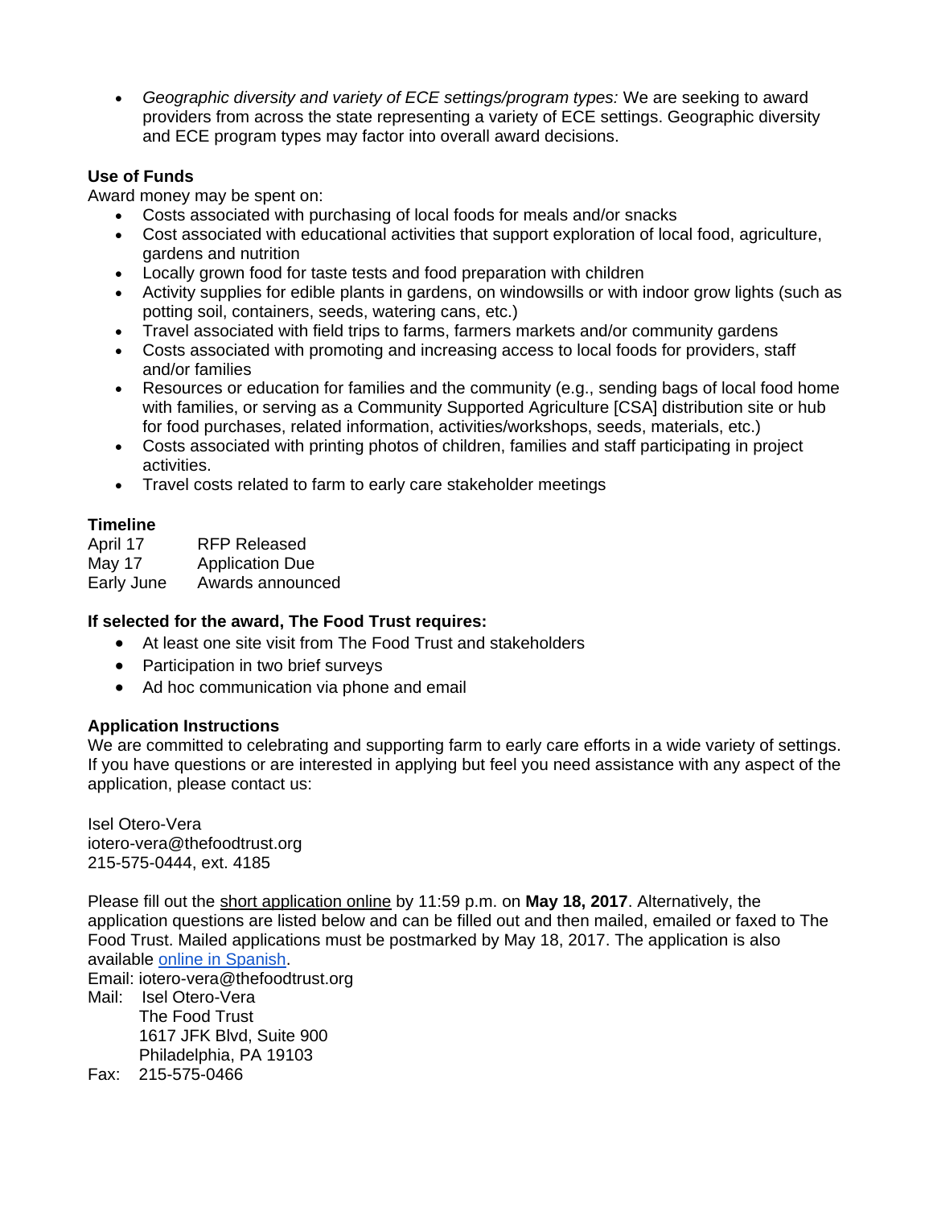- *Geographic diversity and variety of ECE settings/program types:* We are seeking to award providers from across the state representing a variety of ECE settings. Geographic diversity and ECE program types may factor into overall award decisions.

**Use of Funds**

Award money may be spent on:

- Costs associated with purchasing of local foods for meals and/or snacks
- Cost associated with educational activities that support exploration of local food, agriculture, gardens and nutrition
- Locally grown food for taste tests and food preparation with children
- Activity supplies for edible plants in gardens, on windowsills or with indoor grow lights (such as potting soil, containers, seeds, watering cans, etc.)
- Travel associated with field trips to farms, farmers markets and/or community gardens
- Costs associated with promoting and increasing access to local foods for providers, staff and/or families
- Resources or education for families and the community (e.g., sending bags of local food home with families, or serving as a Community Supported Agriculture [CSA] distribution site or hub for food purchases, related information, activities/workshops, seeds, materials, etc.)
- Costs associated with printing photos of children, families and staff participating in project activities.
- Travel costs related to farm to early care stakeholder meetings

**Timeline**

| | |
|---|---|
| April 17 | RFP Released |
| May 17 | Application Due |
| Early June | Awards announced |

**If selected for the award, The Food Trust requires:**

- At least one site visit from The Food Trust and stakeholders
- Participation in two brief surveys
- Ad hoc communication via phone and email

**Application Instructions**

We are committed to celebrating and supporting farm to early care efforts in a wide variety of settings. If you have questions or are interested in applying but feel you need assistance with any aspect of the application, please contact us:

Isel Otero-Vera
iotero-vera@thefoodtrust.org
215-575-0444, ext. 4185

Please fill out the short application online by 11:59 p.m. on **May 18, 2017**. Alternatively, the application questions are listed below and can be filled out and then mailed, emailed or faxed to The Food Trust. Mailed applications must be postmarked by May 18, 2017. The application is also available online in Spanish.

Email: iotero-vera@thefoodtrust.org
Mail: Isel Otero-Vera
The Food Trust
1617 JFK Blvd, Suite 900
Philadelphia, PA 19103
Fax: 215-575-0466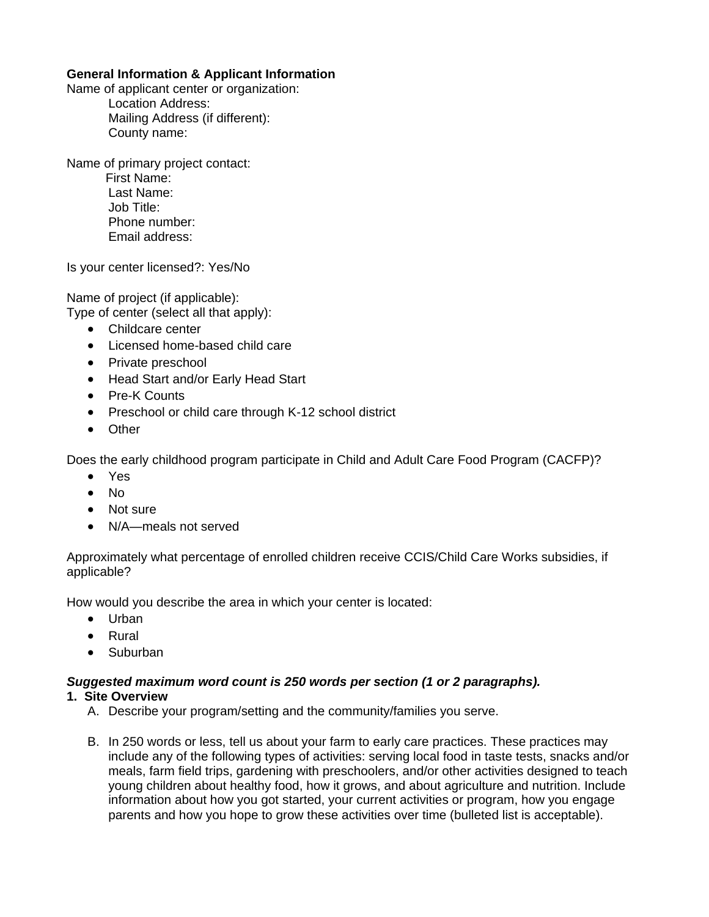**General Information & Applicant Information**

Name of applicant center or organization:

Location Address:

Mailing Address (if different):

County name:

Name of primary project contact:

First Name:

Last Name:

Job Title:

Phone number:

Email address:

Is your center licensed?: Yes/No

Name of project (if applicable):

Type of center (select all that apply):

- Childcare center
- Licensed home-based child care
- Private preschool
- Head Start and/or Early Head Start
- Pre-K Counts
- Preschool or child care through K-12 school district
- Other

Does the early childhood program participate in Child and Adult Care Food Program (CACFP)?

- Yes
- No
- Not sure
- N/A—meals not served

Approximately what percentage of enrolled children receive CCIS/Child Care Works subsidies, if applicable?

How would you describe the area in which your center is located:

- Urban
- Rural
- Suburban

***Suggested maximum word count is 250 words per section (1 or 2 paragraphs).***

**1. Site Overview**

A. Describe your program/setting and the community/families you serve.

B. In 250 words or less, tell us about your farm to early care practices. These practices may include any of the following types of activities: serving local food in taste tests, snacks and/or meals, farm field trips, gardening with preschoolers, and/or other activities designed to teach young children about healthy food, how it grows, and about agriculture and nutrition. Include information about how you got started, your current activities or program, how you engage parents and how you hope to grow these activities over time (bulleted list is acceptable).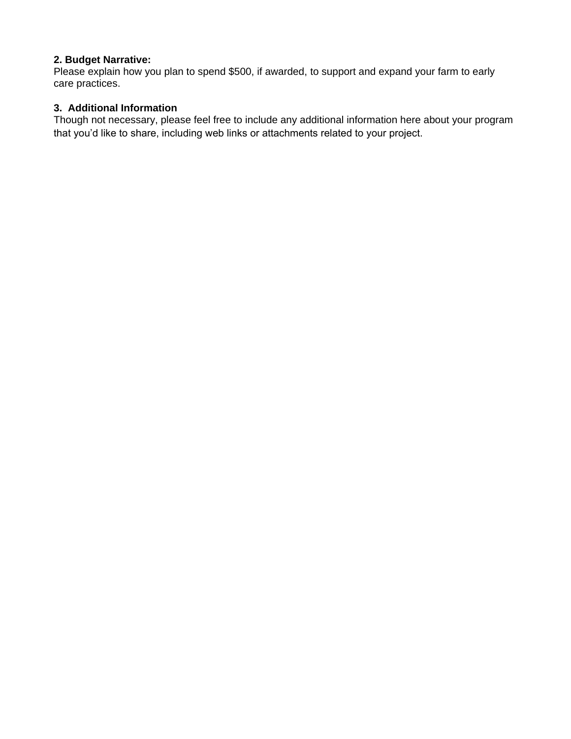**2. Budget Narrative:**
Please explain how you plan to spend $500, if awarded, to support and expand your farm to early care practices.

**3. Additional Information**
Though not necessary, please feel free to include any additional information here about your program that you'd like to share, including web links or attachments related to your project.